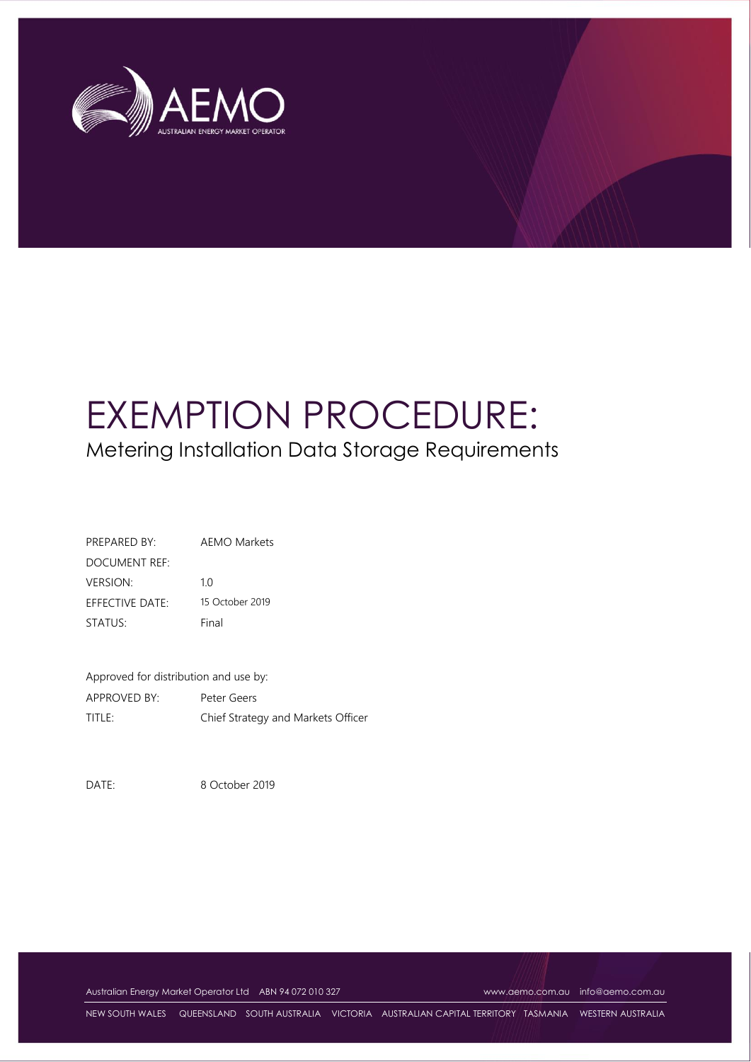# EXEMPTION PROCEDURE:

## Metering Installation Data Storage Requirements

| | |
|---|---|
| PREPARED BY: | AEMO Markets |
| DOCUMENT REF: | |
| VERSION: | 1.0 |
| EFFECTIVE DATE: | 15 October 2019 |
| STATUS: | Final |

Approved for distribution and use by:

| | |
|---|---|
| APPROVED BY: | Peter Geers |
| TITLE: | Chief Strategy and Markets Officer |

DATE: 8 October 2019

Australian Energy Market Operator Ltd ABN 94 072 010 327 www.aemo.com.au info@aemo.com.au

NEW SOUTH WALES QUEENSLAND SOUTH AUSTRALIA VICTORIA AUSTRALIAN CAPITAL TERRITORY TASMANIA WESTERN AUSTRALIA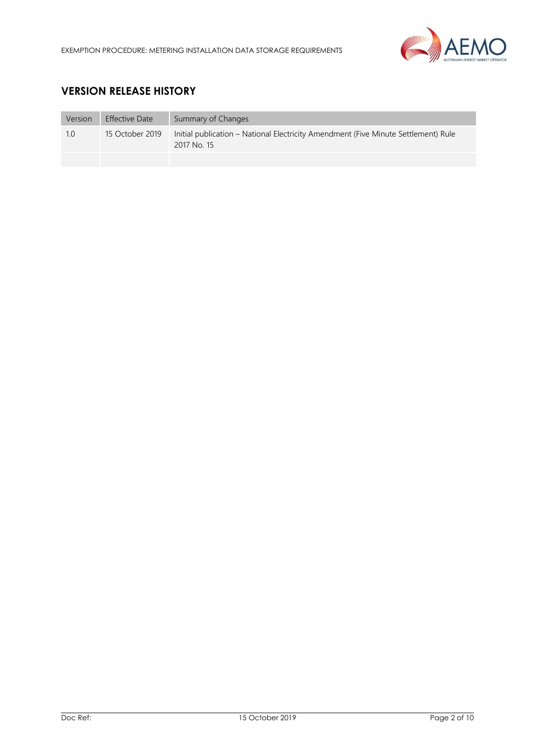## VERSION RELEASE HISTORY

| Version | Effective Date | Summary of Changes |
| --- | --- | --- |
| 1.0 | 15 October 2019 | Initial publication – National Electricity Amendment (Five Minute Settlement) Rule 2017 No. 15 |
| | | |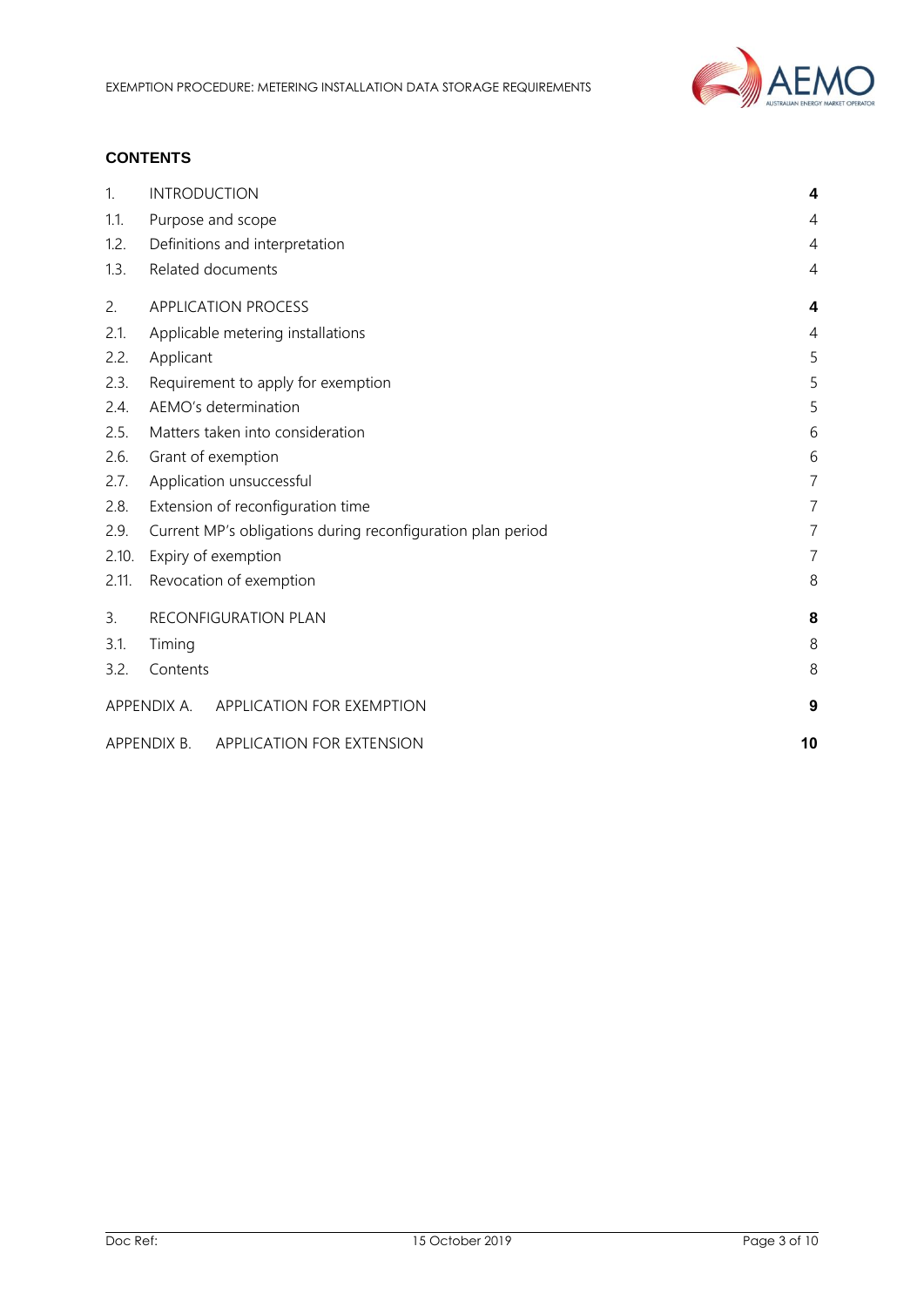**CONTENTS**

| | | |
|---|---|---|
| 1. | INTRODUCTION | **4** |
| 1.1. | Purpose and scope | 4 |
| 1.2. | Definitions and interpretation | 4 |
| 1.3. | Related documents | 4 |
| 2. | APPLICATION PROCESS | **4** |
| 2.1. | Applicable metering installations | 4 |
| 2.2. | Applicant | 5 |
| 2.3. | Requirement to apply for exemption | 5 |
| 2.4. | AEMO's determination | 5 |
| 2.5. | Matters taken into consideration | 6 |
| 2.6. | Grant of exemption | 6 |
| 2.7. | Application unsuccessful | 7 |
| 2.8. | Extension of reconfiguration time | 7 |
| 2.9. | Current MP's obligations during reconfiguration plan period | 7 |
| 2.10. | Expiry of exemption | 7 |
| 2.11. | Revocation of exemption | 8 |
| 3. | RECONFIGURATION PLAN | **8** |
| 3.1. | Timing | 8 |
| 3.2. | Contents | 8 |
| APPENDIX A. | APPLICATION FOR EXEMPTION | **9** |
| APPENDIX B. | APPLICATION FOR EXTENSION | **10** |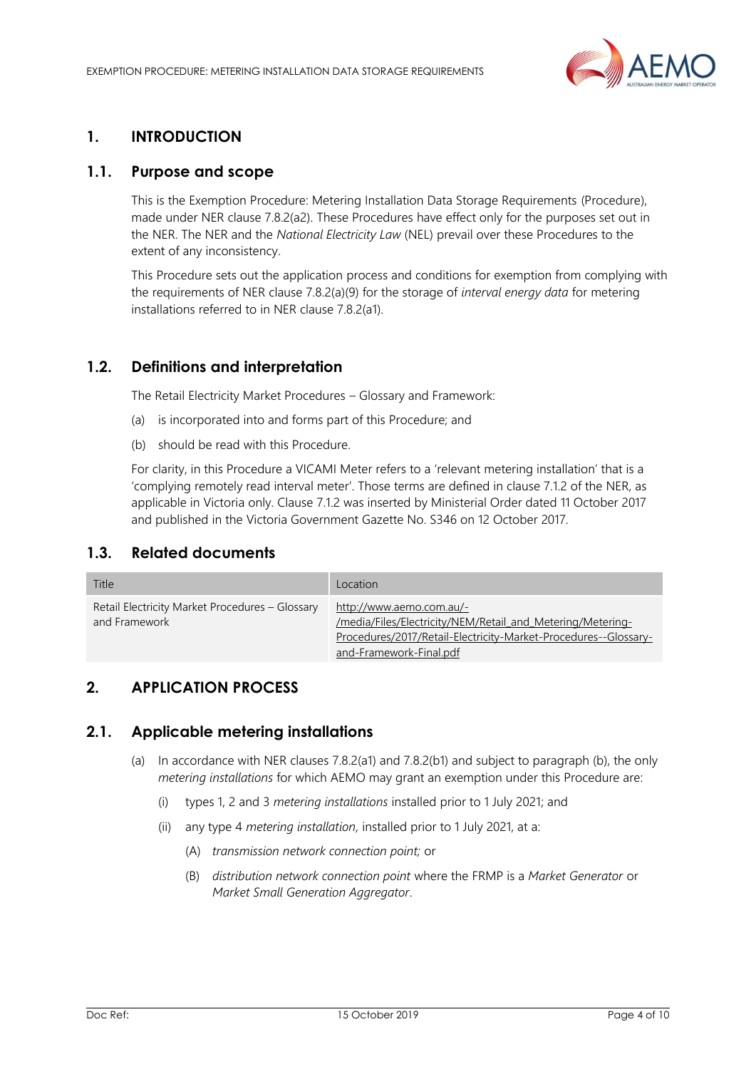# 1. INTRODUCTION

## 1.1. Purpose and scope

This is the Exemption Procedure: Metering Installation Data Storage Requirements (Procedure), made under NER clause 7.8.2(a2). These Procedures have effect only for the purposes set out in the NER. The NER and the *National Electricity Law* (NEL) prevail over these Procedures to the extent of any inconsistency.

This Procedure sets out the application process and conditions for exemption from complying with the requirements of NER clause 7.8.2(a)(9) for the storage of *interval energy data* for metering installations referred to in NER clause 7.8.2(a1).

## 1.2. Definitions and interpretation

The Retail Electricity Market Procedures – Glossary and Framework:

(a) is incorporated into and forms part of this Procedure; and

(b) should be read with this Procedure.

For clarity, in this Procedure a VICAMI Meter refers to a 'relevant metering installation' that is a 'complying remotely read interval meter'. Those terms are defined in clause 7.1.2 of the NER, as applicable in Victoria only. Clause 7.1.2 was inserted by Ministerial Order dated 11 October 2017 and published in the Victoria Government Gazette No. S346 on 12 October 2017.

## 1.3. Related documents

| Title | Location |
| --- | --- |
| Retail Electricity Market Procedures – Glossary and Framework | http://www.aemo.com.au/-/media/Files/Electricity/NEM/Retail_and_Metering/Metering-Procedures/2017/Retail-Electricity-Market-Procedures--Glossary-and-Framework-Final.pdf |

# 2. APPLICATION PROCESS

## 2.1. Applicable metering installations

(a) In accordance with NER clauses 7.8.2(a1) and 7.8.2(b1) and subject to paragraph (b), the only *metering installations* for which AEMO may grant an exemption under this Procedure are:

(i) types 1, 2 and 3 *metering installations* installed prior to 1 July 2021; and

(ii) any type 4 *metering installation,* installed prior to 1 July 2021, at a:

(A) *transmission network connection point;* or

(B) *distribution network connection point* where the FRMP is a *Market Generator* or *Market Small Generation Aggregator*.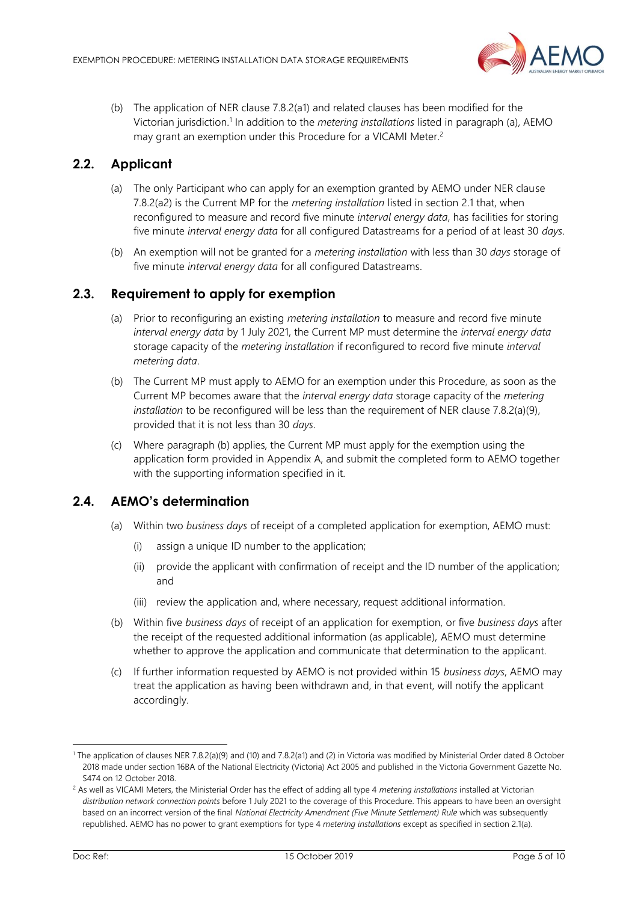(b) The application of NER clause 7.8.2(a1) and related clauses has been modified for the Victorian jurisdiction.[1] In addition to the *metering installations* listed in paragraph (a), AEMO may grant an exemption under this Procedure for a VICAMI Meter.[2]

## 2.2. Applicant

(a) The only Participant who can apply for an exemption granted by AEMO under NER clause 7.8.2(a2) is the Current MP for the *metering installation* listed in section 2.1 that, when reconfigured to measure and record five minute *interval energy data*, has facilities for storing five minute *interval energy data* for all configured Datastreams for a period of at least 30 *days*.

(b) An exemption will not be granted for a *metering installation* with less than 30 *days* storage of five minute *interval energy data* for all configured Datastreams.

## 2.3. Requirement to apply for exemption

(a) Prior to reconfiguring an existing *metering installation* to measure and record five minute *interval energy data* by 1 July 2021, the Current MP must determine the *interval energy data* storage capacity of the *metering installation* if reconfigured to record five minute *interval metering data*.

(b) The Current MP must apply to AEMO for an exemption under this Procedure, as soon as the Current MP becomes aware that the *interval energy data* storage capacity of the *metering installation* to be reconfigured will be less than the requirement of NER clause 7.8.2(a)(9), provided that it is not less than 30 *days*.

(c) Where paragraph (b) applies, the Current MP must apply for the exemption using the application form provided in Appendix A, and submit the completed form to AEMO together with the supporting information specified in it.

## 2.4. AEMO's determination

(a) Within two *business days* of receipt of a completed application for exemption, AEMO must:

(i) assign a unique ID number to the application;

(ii) provide the applicant with confirmation of receipt and the ID number of the application; and

(iii) review the application and, where necessary, request additional information.

(b) Within five *business days* of receipt of an application for exemption, or five *business days* after the receipt of the requested additional information (as applicable), AEMO must determine whether to approve the application and communicate that determination to the applicant.

(c) If further information requested by AEMO is not provided within 15 *business days*, AEMO may treat the application as having been withdrawn and, in that event, will notify the applicant accordingly.

---

[1] The application of clauses NER 7.8.2(a)(9) and (10) and 7.8.2(a1) and (2) in Victoria was modified by Ministerial Order dated 8 October 2018 made under section 16BA of the National Electricity (Victoria) Act 2005 and published in the Victoria Government Gazette No. S474 on 12 October 2018.

[2] As well as VICAMI Meters, the Ministerial Order has the effect of adding all type 4 *metering installations* installed at Victorian *distribution network connection points* before 1 July 2021 to the coverage of this Procedure. This appears to have been an oversight based on an incorrect version of the final *National Electricity Amendment (Five Minute Settlement) Rule* which was subsequently republished. AEMO has no power to grant exemptions for type 4 *metering installations* except as specified in section 2.1(a).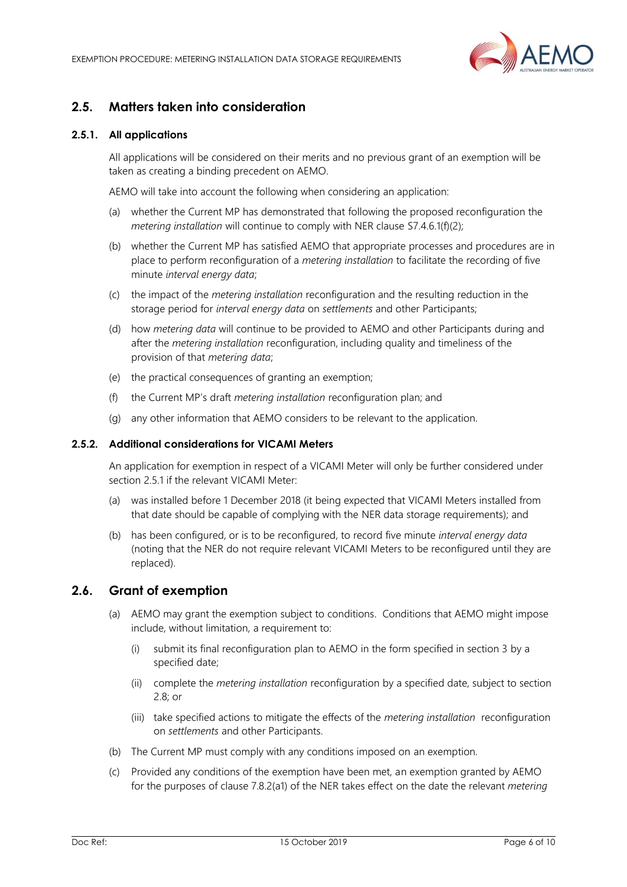## 2.5. Matters taken into consideration

### 2.5.1. All applications

All applications will be considered on their merits and no previous grant of an exemption will be taken as creating a binding precedent on AEMO.

AEMO will take into account the following when considering an application:

(a) whether the Current MP has demonstrated that following the proposed reconfiguration the *metering installation* will continue to comply with NER clause S7.4.6.1(f)(2);

(b) whether the Current MP has satisfied AEMO that appropriate processes and procedures are in place to perform reconfiguration of a *metering installation* to facilitate the recording of five minute *interval energy data*;

(c) the impact of the *metering installation* reconfiguration and the resulting reduction in the storage period for *interval energy data* on *settlements* and other Participants;

(d) how *metering data* will continue to be provided to AEMO and other Participants during and after the *metering installation* reconfiguration, including quality and timeliness of the provision of that *metering data*;

(e) the practical consequences of granting an exemption;

(f) the Current MP's draft *metering installation* reconfiguration plan; and

(g) any other information that AEMO considers to be relevant to the application.

### 2.5.2. Additional considerations for VICAMI Meters

An application for exemption in respect of a VICAMI Meter will only be further considered under section 2.5.1 if the relevant VICAMI Meter:

(a) was installed before 1 December 2018 (it being expected that VICAMI Meters installed from that date should be capable of complying with the NER data storage requirements); and

(b) has been configured, or is to be reconfigured, to record five minute *interval energy data* (noting that the NER do not require relevant VICAMI Meters to be reconfigured until they are replaced).

## 2.6. Grant of exemption

(a) AEMO may grant the exemption subject to conditions. Conditions that AEMO might impose include, without limitation, a requirement to:

  (i) submit its final reconfiguration plan to AEMO in the form specified in section 3 by a specified date;

  (ii) complete the *metering installation* reconfiguration by a specified date, subject to section 2.8; or

  (iii) take specified actions to mitigate the effects of the *metering installation* reconfiguration on *settlements* and other Participants.

(b) The Current MP must comply with any conditions imposed on an exemption.

(c) Provided any conditions of the exemption have been met, an exemption granted by AEMO for the purposes of clause 7.8.2(a1) of the NER takes effect on the date the relevant *metering*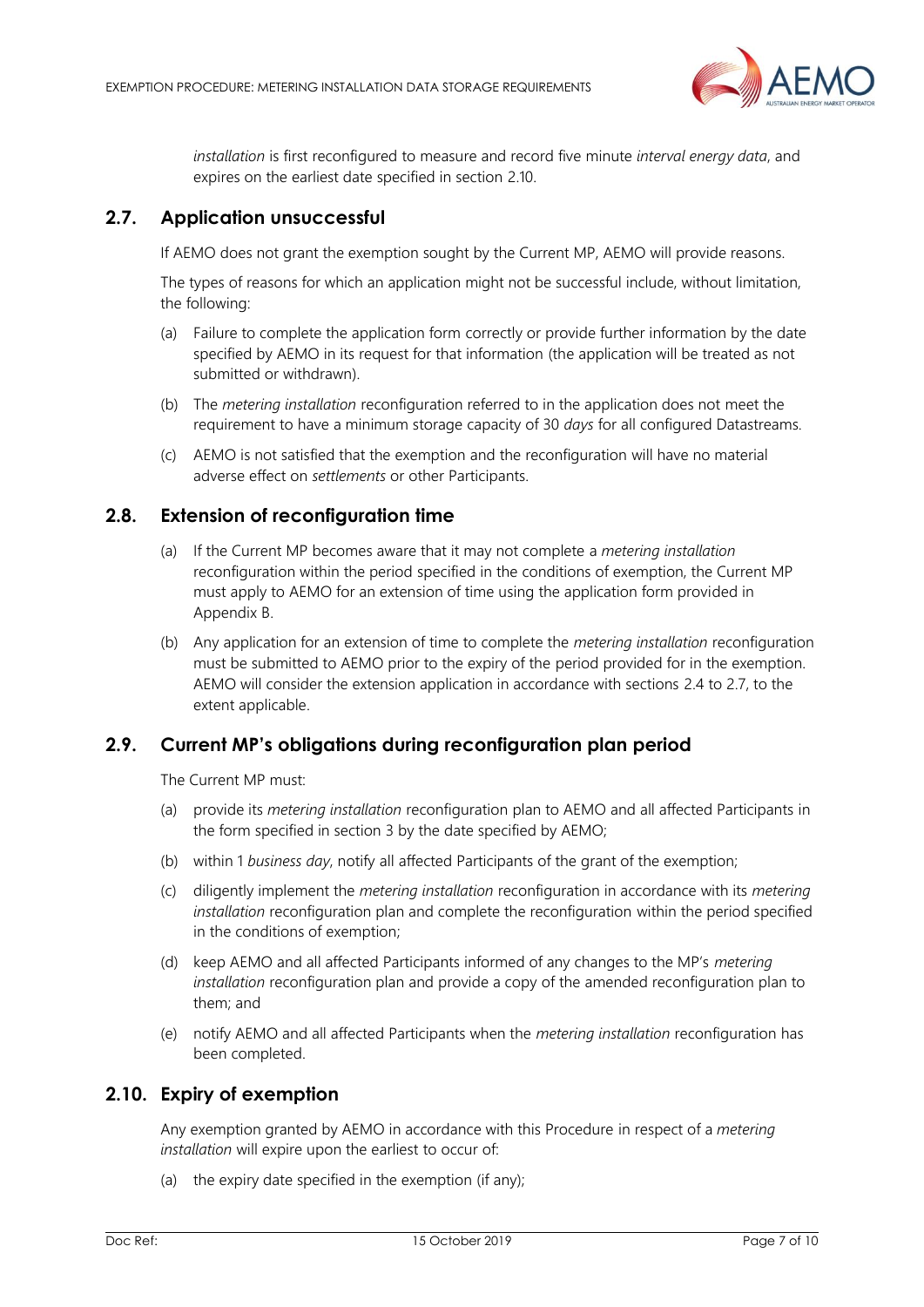*installation* is first reconfigured to measure and record five minute *interval energy data*, and expires on the earliest date specified in section 2.10.

## 2.7. Application unsuccessful

If AEMO does not grant the exemption sought by the Current MP, AEMO will provide reasons.

The types of reasons for which an application might not be successful include, without limitation, the following:

(a) Failure to complete the application form correctly or provide further information by the date specified by AEMO in its request for that information (the application will be treated as not submitted or withdrawn).

(b) The *metering installation* reconfiguration referred to in the application does not meet the requirement to have a minimum storage capacity of 30 *days* for all configured Datastreams.

(c) AEMO is not satisfied that the exemption and the reconfiguration will have no material adverse effect on *settlements* or other Participants.

## 2.8. Extension of reconfiguration time

(a) If the Current MP becomes aware that it may not complete a *metering installation* reconfiguration within the period specified in the conditions of exemption, the Current MP must apply to AEMO for an extension of time using the application form provided in Appendix B.

(b) Any application for an extension of time to complete the *metering installation* reconfiguration must be submitted to AEMO prior to the expiry of the period provided for in the exemption. AEMO will consider the extension application in accordance with sections 2.4 to 2.7, to the extent applicable.

## 2.9. Current MP's obligations during reconfiguration plan period

The Current MP must:

(a) provide its *metering installation* reconfiguration plan to AEMO and all affected Participants in the form specified in section 3 by the date specified by AEMO;

(b) within 1 *business day*, notify all affected Participants of the grant of the exemption;

(c) diligently implement the *metering installation* reconfiguration in accordance with its *metering installation* reconfiguration plan and complete the reconfiguration within the period specified in the conditions of exemption;

(d) keep AEMO and all affected Participants informed of any changes to the MP's *metering installation* reconfiguration plan and provide a copy of the amended reconfiguration plan to them; and

(e) notify AEMO and all affected Participants when the *metering installation* reconfiguration has been completed.

## 2.10. Expiry of exemption

Any exemption granted by AEMO in accordance with this Procedure in respect of a *metering installation* will expire upon the earliest to occur of:

(a) the expiry date specified in the exemption (if any);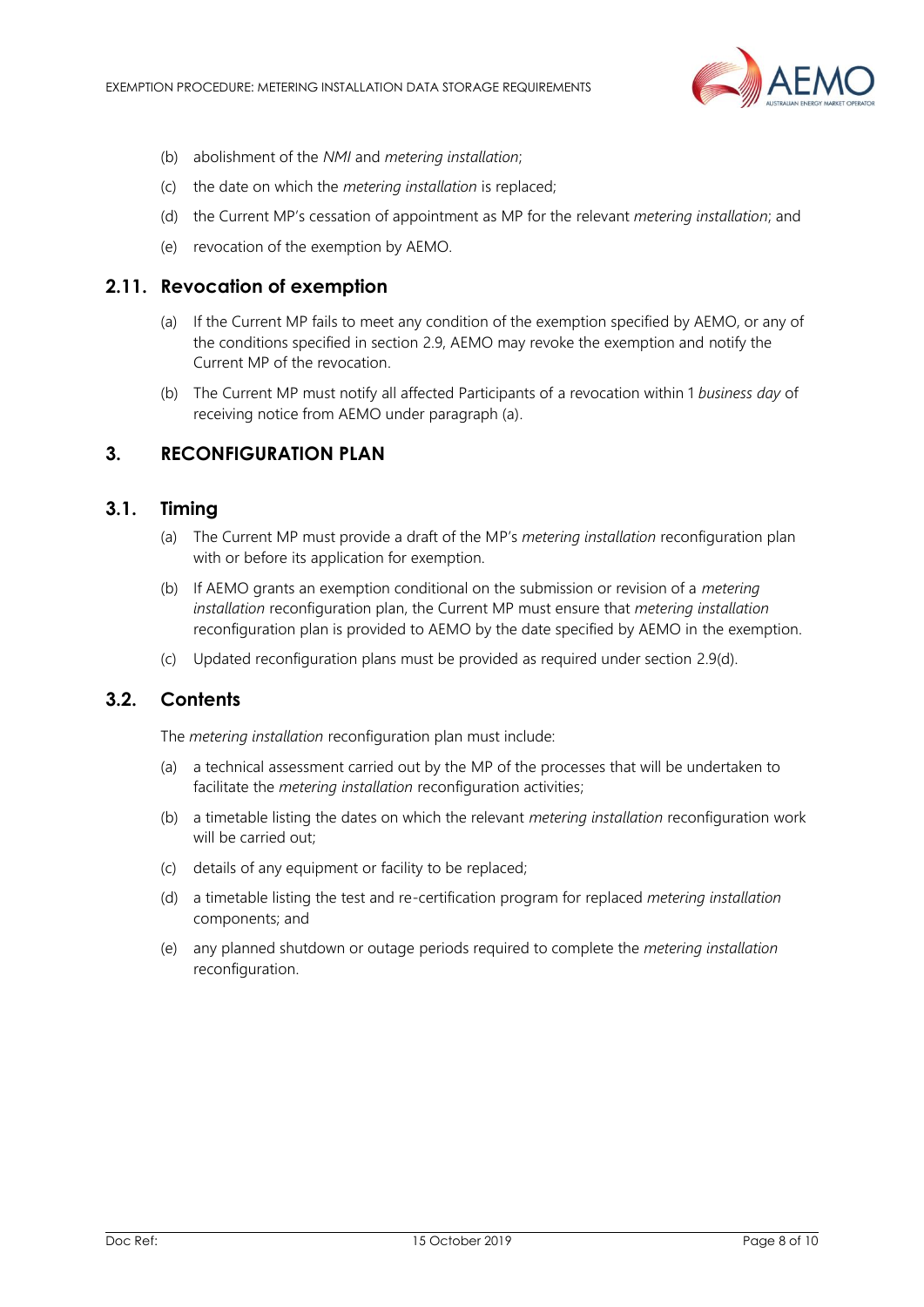(b) abolishment of the *NMI* and *metering installation*;

(c) the date on which the *metering installation* is replaced;

(d) the Current MP's cessation of appointment as MP for the relevant *metering installation*; and

(e) revocation of the exemption by AEMO.

## 2.11. Revocation of exemption

(a) If the Current MP fails to meet any condition of the exemption specified by AEMO, or any of the conditions specified in section 2.9, AEMO may revoke the exemption and notify the Current MP of the revocation.

(b) The Current MP must notify all affected Participants of a revocation within 1 *business day* of receiving notice from AEMO under paragraph (a).

# 3. RECONFIGURATION PLAN

## 3.1. Timing

(a) The Current MP must provide a draft of the MP's *metering installation* reconfiguration plan with or before its application for exemption.

(b) If AEMO grants an exemption conditional on the submission or revision of a *metering installation* reconfiguration plan, the Current MP must ensure that *metering installation* reconfiguration plan is provided to AEMO by the date specified by AEMO in the exemption.

(c) Updated reconfiguration plans must be provided as required under section 2.9(d).

## 3.2. Contents

The *metering installation* reconfiguration plan must include:

(a) a technical assessment carried out by the MP of the processes that will be undertaken to facilitate the *metering installation* reconfiguration activities;

(b) a timetable listing the dates on which the relevant *metering installation* reconfiguration work will be carried out;

(c) details of any equipment or facility to be replaced;

(d) a timetable listing the test and re-certification program for replaced *metering installation* components; and

(e) any planned shutdown or outage periods required to complete the *metering installation* reconfiguration.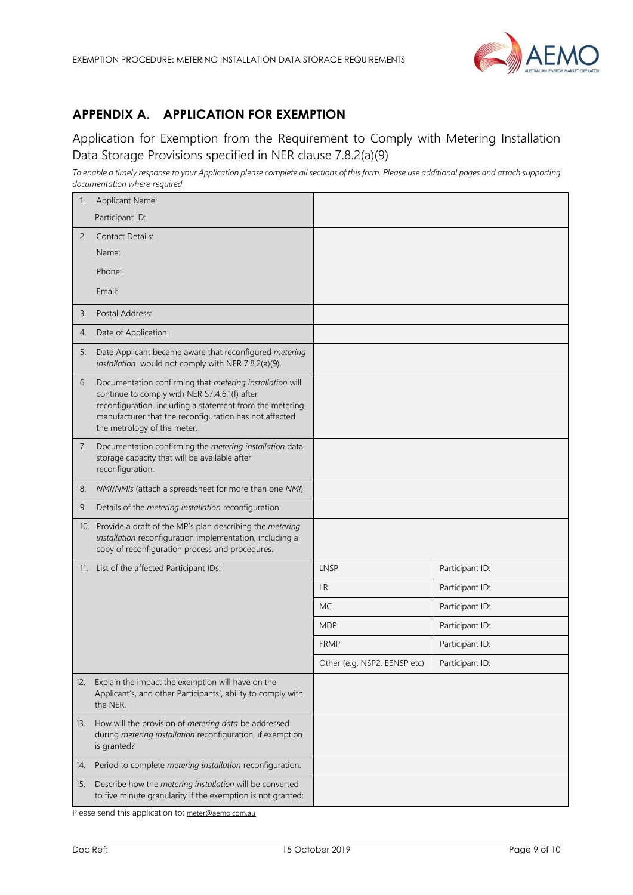## APPENDIX A. APPLICATION FOR EXEMPTION

Application for Exemption from the Requirement to Comply with Metering Installation Data Storage Provisions specified in NER clause 7.8.2(a)(9)

*To enable a timely response to your Application please complete all sections of this form. Please use additional pages and attach supporting documentation where required.*

| | | |
|---|---|---|
| 1. Applicant Name:<br>Participant ID: | | |
| 2. Contact Details:<br>Name:<br>Phone:<br>Email: | | |
| 3. Postal Address: | | |
| 4. Date of Application: | | |
| 5. Date Applicant became aware that reconfigured *metering installation* would not comply with NER 7.8.2(a)(9). | | |
| 6. Documentation confirming that *metering installation* will continue to comply with NER S7.4.6.1(f) after reconfiguration, including a statement from the metering manufacturer that the reconfiguration has not affected the metrology of the meter. | | |
| 7. Documentation confirming the *metering installation* data storage capacity that will be available after reconfiguration. | | |
| 8. *NMI/NMIs* (attach a spreadsheet for more than one *NMI*) | | |
| 9. Details of the *metering installation* reconfiguration. | | |
| 10. Provide a draft of the MP's plan describing the *metering installation* reconfiguration implementation, including a copy of reconfiguration process and procedures. | | |
| 11. List of the affected Participant IDs: | LNSP | Participant ID: |
| | LR | Participant ID: |
| | MC | Participant ID: |
| | MDP | Participant ID: |
| | FRMP | Participant ID: |
| | Other (e.g. NSP2, EENSP etc) | Participant ID: |
| 12. Explain the impact the exemption will have on the Applicant's, and other Participants', ability to comply with the NER. | | |
| 13. How will the provision of *metering data* be addressed during *metering installation* reconfiguration, if exemption is granted? | | |
| 14. Period to complete *metering installation* reconfiguration. | | |
| 15. Describe how the *metering installation* will be converted to five minute granularity if the exemption is not granted: | | |

Please send this application to: meter@aemo.com.au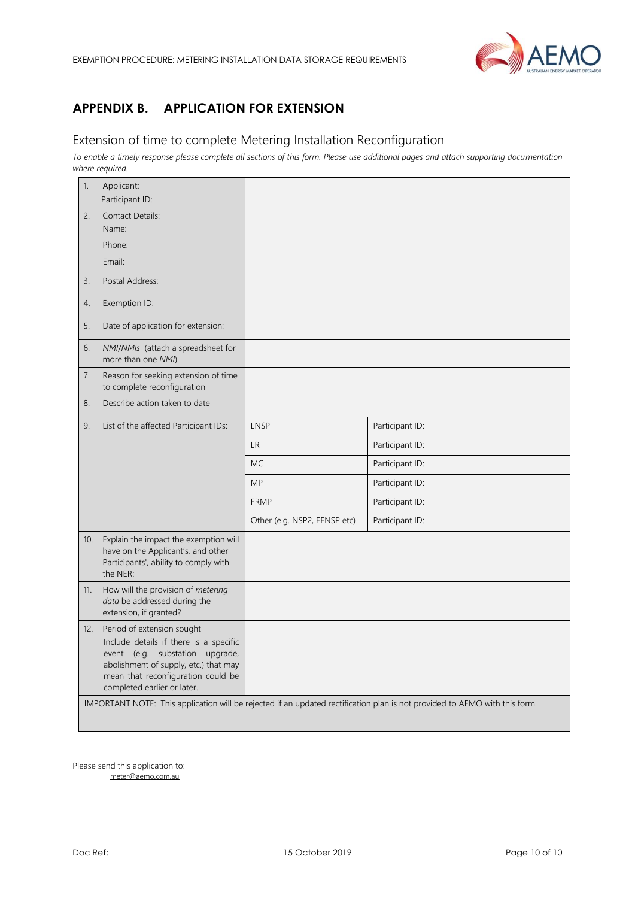# APPENDIX B. APPLICATION FOR EXTENSION

## Extension of time to complete Metering Installation Reconfiguration

*To enable a timely response please complete all sections of this form. Please use additional pages and attach supporting documentation where required.*

| | | |
|---|---|---|
| 1. Applicant:<br>Participant ID: | | |
| 2. Contact Details:<br>Name:<br>Phone:<br>Email: | | |
| 3. Postal Address: | | |
| 4. Exemption ID: | | |
| 5. Date of application for extension: | | |
| 6. *NMI/NMIs* (attach a spreadsheet for more than one *NMI*) | | |
| 7. Reason for seeking extension of time to complete reconfiguration | | |
| 8. Describe action taken to date | | |
| 9. List of the affected Participant IDs: | LNSP | Participant ID: |
| | LR | Participant ID: |
| | MC | Participant ID: |
| | MP | Participant ID: |
| | FRMP | Participant ID: |
| | Other (e.g. NSP2, EENSP etc) | Participant ID: |
| 10. Explain the impact the exemption will have on the Applicant's, and other Participants', ability to comply with the NER: | | |
| 11. How will the provision of *metering data* be addressed during the extension, if granted? | | |
| 12. Period of extension sought<br>Include details if there is a specific event (e.g. substation upgrade, abolishment of supply, etc.) that may mean that reconfiguration could be completed earlier or later. | | |
| IMPORTANT NOTE: This application will be rejected if an updated rectification plan is not provided to AEMO with this form. | | |

Please send this application to:
meter@aemo.com.au